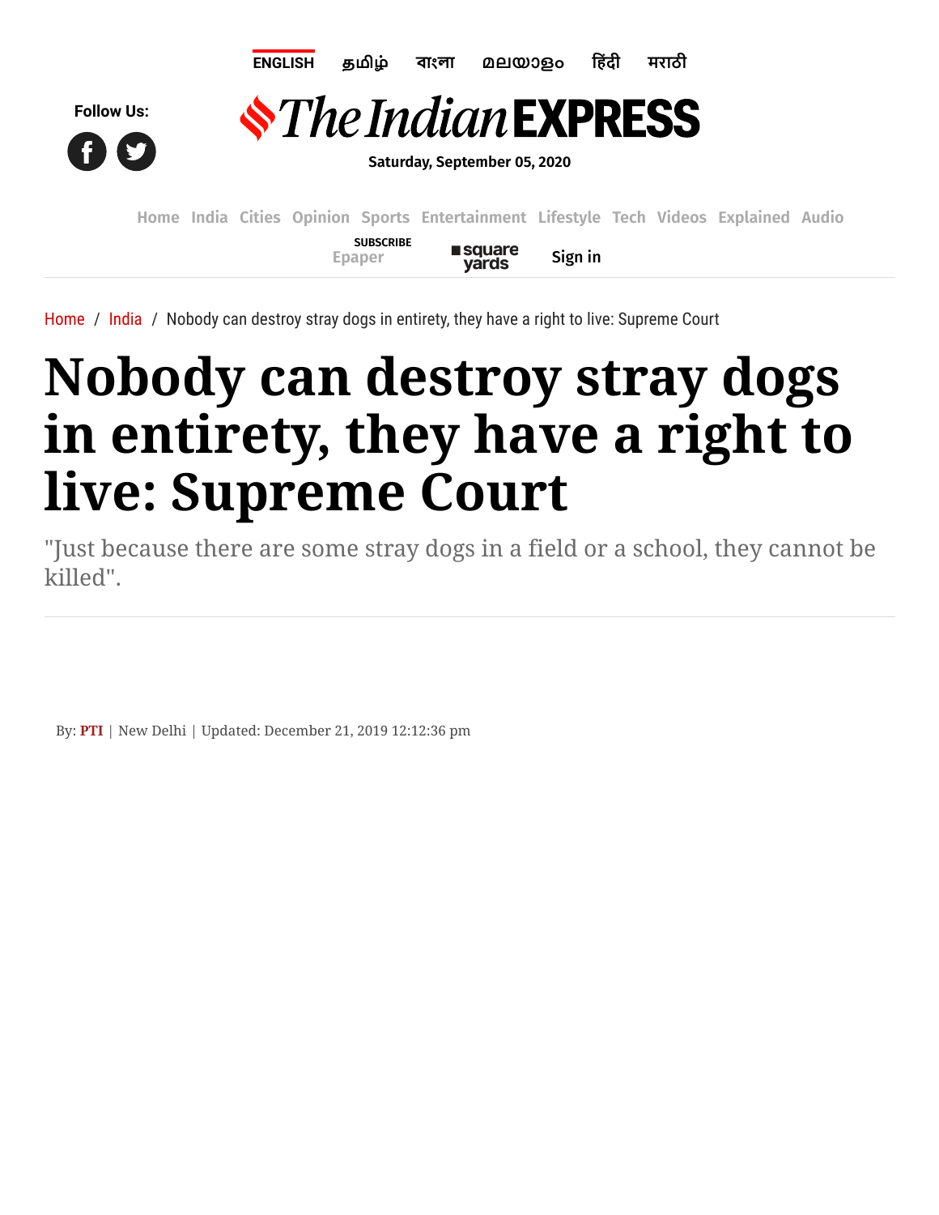ENGLISH தமிழ் বাংলা മലയാളം हिंदी मराठी

Follow Us:

The Indian EXPRESS

Saturday, September 05, 2020

Home India Cities Opinion Sports Entertainment Lifestyle Tech Videos Explained Audio

SUBSCRIBE Epaper square yards Sign in

Home / India / Nobody can destroy stray dogs in entirety, they have a right to live: Supreme Court

# Nobody can destroy stray dogs in entirety, they have a right to live: Supreme Court

"Just because there are some stray dogs in a field or a school, they cannot be killed".

By: **PTI** | New Delhi | Updated: December 21, 2019 12:12:36 pm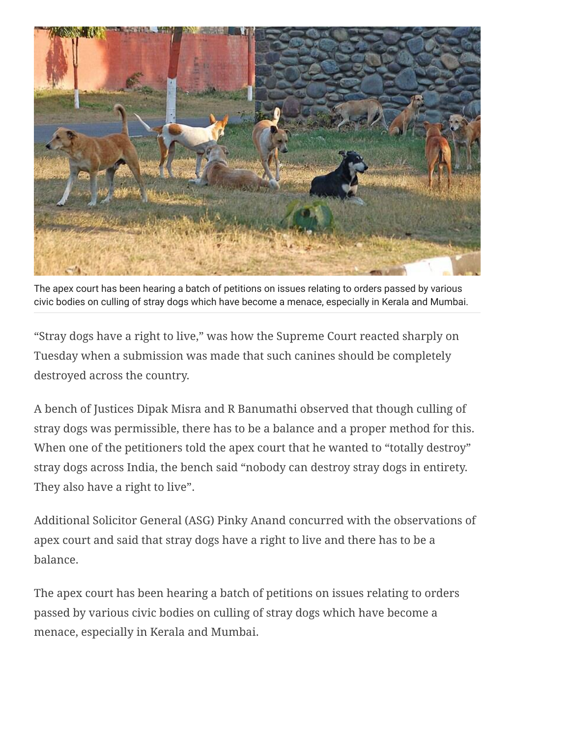The apex court has been hearing a batch of petitions on issues relating to orders passed by various civic bodies on culling of stray dogs which have become a menace, especially in Kerala and Mumbai.

"Stray dogs have a right to live," was how the Supreme Court reacted sharply on Tuesday when a submission was made that such canines should be completely destroyed across the country.

A bench of Justices Dipak Misra and R Banumathi observed that though culling of stray dogs was permissible, there has to be a balance and a proper method for this. When one of the petitioners told the apex court that he wanted to "totally destroy" stray dogs across India, the bench said "nobody can destroy stray dogs in entirety. They also have a right to live".

Additional Solicitor General (ASG) Pinky Anand concurred with the observations of apex court and said that stray dogs have a right to live and there has to be a balance.

The apex court has been hearing a batch of petitions on issues relating to orders passed by various civic bodies on culling of stray dogs which have become a menace, especially in Kerala and Mumbai.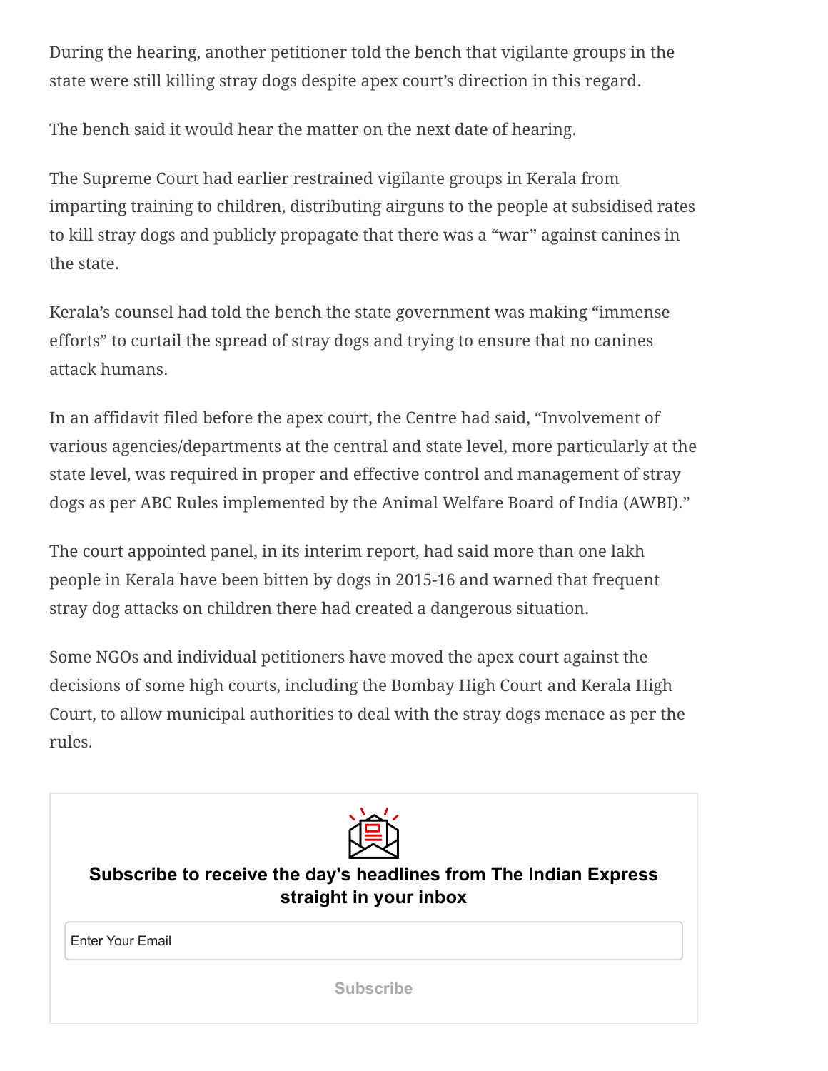During the hearing, another petitioner told the bench that vigilante groups in the state were still killing stray dogs despite apex court's direction in this regard.

The bench said it would hear the matter on the next date of hearing.

The Supreme Court had earlier restrained vigilante groups in Kerala from imparting training to children, distributing airguns to the people at subsidised rates to kill stray dogs and publicly propagate that there was a "war" against canines in the state.

Kerala's counsel had told the bench the state government was making "immense efforts" to curtail the spread of stray dogs and trying to ensure that no canines attack humans.

In an affidavit filed before the apex court, the Centre had said, "Involvement of various agencies/departments at the central and state level, more particularly at the state level, was required in proper and effective control and management of stray dogs as per ABC Rules implemented by the Animal Welfare Board of India (AWBI)."

The court appointed panel, in its interim report, had said more than one lakh people in Kerala have been bitten by dogs in 2015-16 and warned that frequent stray dog attacks on children there had created a dangerous situation.

Some NGOs and individual petitioners have moved the apex court against the decisions of some high courts, including the Bombay High Court and Kerala High Court, to allow municipal authorities to deal with the stray dogs menace as per the rules.

**Subscribe to receive the day's headlines from The Indian Express straight in your inbox**

Enter Your Email

Subscribe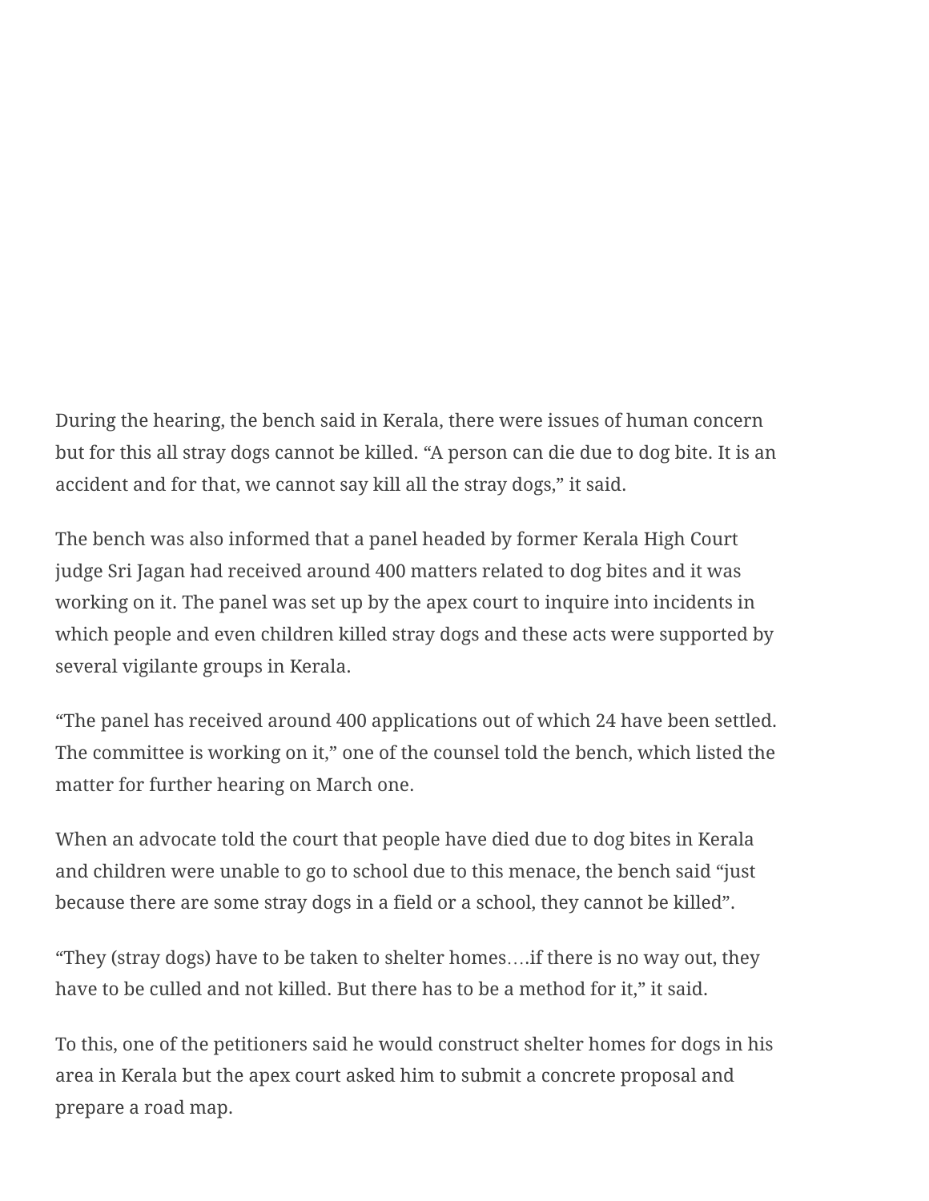During the hearing, the bench said in Kerala, there were issues of human concern but for this all stray dogs cannot be killed. “A person can die due to dog bite. It is an accident and for that, we cannot say kill all the stray dogs,” it said.

The bench was also informed that a panel headed by former Kerala High Court judge Sri Jagan had received around 400 matters related to dog bites and it was working on it. The panel was set up by the apex court to inquire into incidents in which people and even children killed stray dogs and these acts were supported by several vigilante groups in Kerala.

“The panel has received around 400 applications out of which 24 have been settled. The committee is working on it,” one of the counsel told the bench, which listed the matter for further hearing on March one.

When an advocate told the court that people have died due to dog bites in Kerala and children were unable to go to school due to this menace, the bench said “just because there are some stray dogs in a field or a school, they cannot be killed”.

“They (stray dogs) have to be taken to shelter homes….if there is no way out, they have to be culled and not killed. But there has to be a method for it,” it said.

To this, one of the petitioners said he would construct shelter homes for dogs in his area in Kerala but the apex court asked him to submit a concrete proposal and prepare a road map.